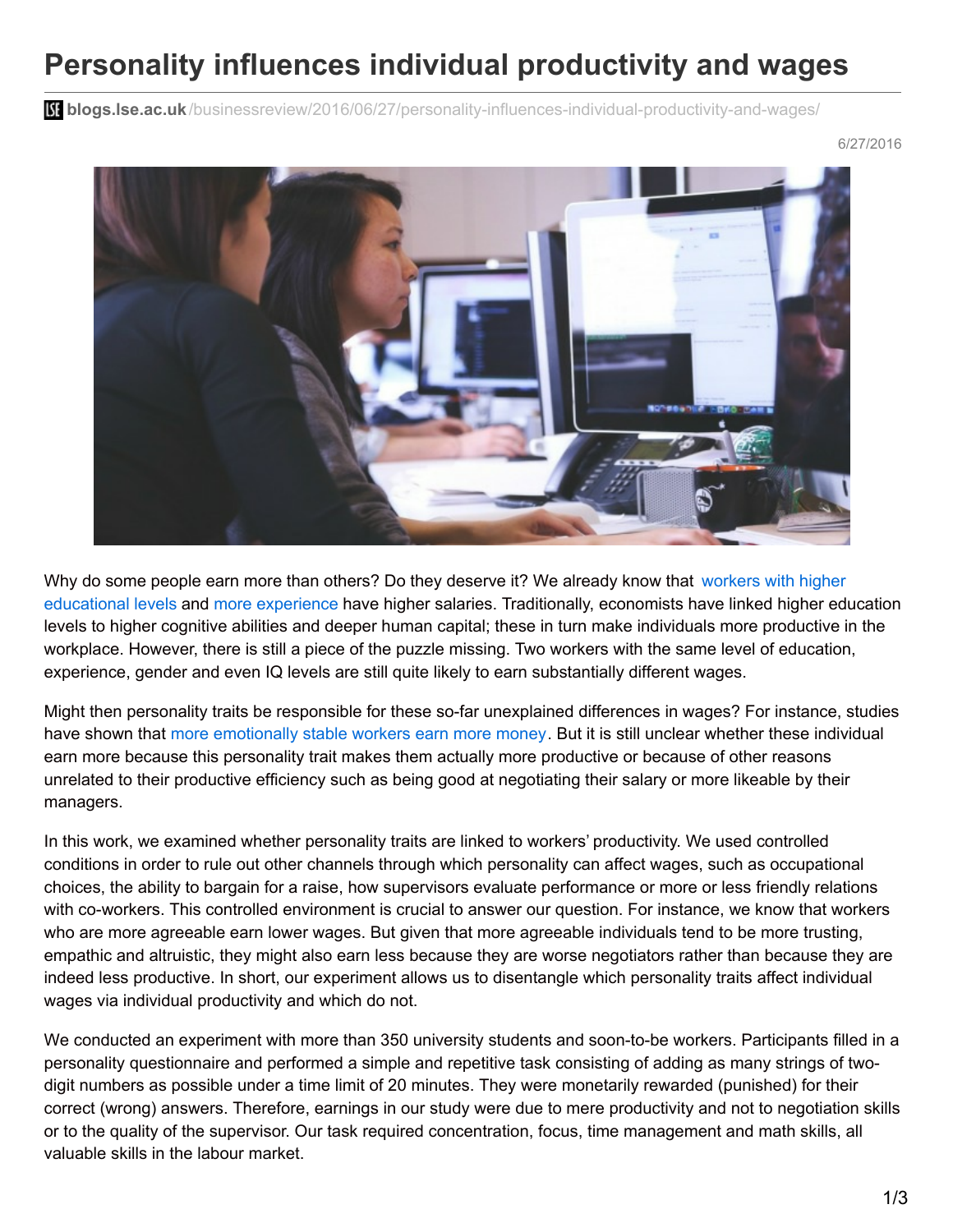# Personality influences individual productivity and wages

blogs.lse.ac.uk/businessreview/2016/06/27/personality-influences-individual-productivity-and-wages/

6/27/2016

Why do some people earn more than others? Do they deserve it? We already know that workers with higher educational levels and more experience have higher salaries. Traditionally, economists have linked higher education levels to higher cognitive abilities and deeper human capital; these in turn make individuals more productive in the workplace. However, there is still a piece of the puzzle missing. Two workers with the same level of education, experience, gender and even IQ levels are still quite likely to earn substantially different wages.

Might then personality traits be responsible for these so-far unexplained differences in wages? For instance, studies have shown that more emotionally stable workers earn more money. But it is still unclear whether these individual earn more because this personality trait makes them actually more productive or because of other reasons unrelated to their productive efficiency such as being good at negotiating their salary or more likeable by their managers.

In this work, we examined whether personality traits are linked to workers' productivity. We used controlled conditions in order to rule out other channels through which personality can affect wages, such as occupational choices, the ability to bargain for a raise, how supervisors evaluate performance or more or less friendly relations with co-workers. This controlled environment is crucial to answer our question. For instance, we know that workers who are more agreeable earn lower wages. But given that more agreeable individuals tend to be more trusting, empathic and altruistic, they might also earn less because they are worse negotiators rather than because they are indeed less productive. In short, our experiment allows us to disentangle which personality traits affect individual wages via individual productivity and which do not.

We conducted an experiment with more than 350 university students and soon-to-be workers. Participants filled in a personality questionnaire and performed a simple and repetitive task consisting of adding as many strings of two-digit numbers as possible under a time limit of 20 minutes. They were monetarily rewarded (punished) for their correct (wrong) answers. Therefore, earnings in our study were due to mere productivity and not to negotiation skills or to the quality of the supervisor. Our task required concentration, focus, time management and math skills, all valuable skills in the labour market.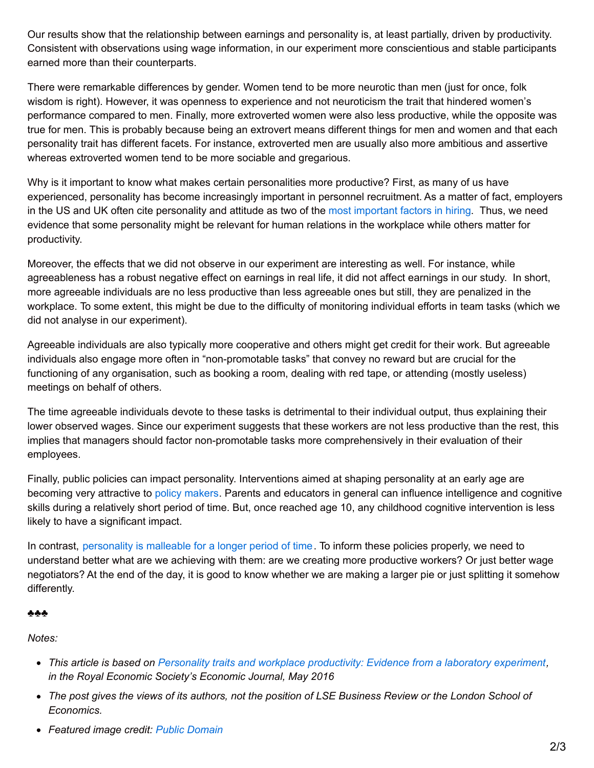Our results show that the relationship between earnings and personality is, at least partially, driven by productivity. Consistent with observations using wage information, in our experiment more conscientious and stable participants earned more than their counterparts.

There were remarkable differences by gender. Women tend to be more neurotic than men (just for once, folk wisdom is right). However, it was openness to experience and not neuroticism the trait that hindered women's performance compared to men. Finally, more extroverted women were also less productive, while the opposite was true for men. This is probably because being an extrovert means different things for men and women and that each personality trait has different facets. For instance, extroverted men are usually also more ambitious and assertive whereas extroverted women tend to be more sociable and gregarious.

Why is it important to know what makes certain personalities more productive? First, as many of us have experienced, personality has become increasingly important in personnel recruitment. As a matter of fact, employers in the US and UK often cite personality and attitude as two of the most important factors in hiring. Thus, we need evidence that some personality might be relevant for human relations in the workplace while others matter for productivity.

Moreover, the effects that we did not observe in our experiment are interesting as well. For instance, while agreeableness has a robust negative effect on earnings in real life, it did not affect earnings in our study. In short, more agreeable individuals are no less productive than less agreeable ones but still, they are penalized in the workplace. To some extent, this might be due to the difficulty of monitoring individual efforts in team tasks (which we did not analyse in our experiment).

Agreeable individuals are also typically more cooperative and others might get credit for their work. But agreeable individuals also engage more often in "non-promotable tasks" that convey no reward but are crucial for the functioning of any organisation, such as booking a room, dealing with red tape, or attending (mostly useless) meetings on behalf of others.

The time agreeable individuals devote to these tasks is detrimental to their individual output, thus explaining their lower observed wages. Since our experiment suggests that these workers are not less productive than the rest, this implies that managers should factor non-promotable tasks more comprehensively in their evaluation of their employees.

Finally, public policies can impact personality. Interventions aimed at shaping personality at an early age are becoming very attractive to policy makers. Parents and educators in general can influence intelligence and cognitive skills during a relatively short period of time. But, once reached age 10, any childhood cognitive intervention is less likely to have a significant impact.

In contrast, personality is malleable for a longer period of time. To inform these policies properly, we need to understand better what are we achieving with them: are we creating more productive workers? Or just better wage negotiators? At the end of the day, it is good to know whether we are making a larger pie or just splitting it somehow differently.

♣♣♣

*Notes:*

- *This article is based on Personality traits and workplace productivity: Evidence from a laboratory experiment, in the Royal Economic Society's Economic Journal, May 2016*
- *The post gives the views of its authors, not the position of LSE Business Review or the London School of Economics.*
- *Featured image credit: Public Domain*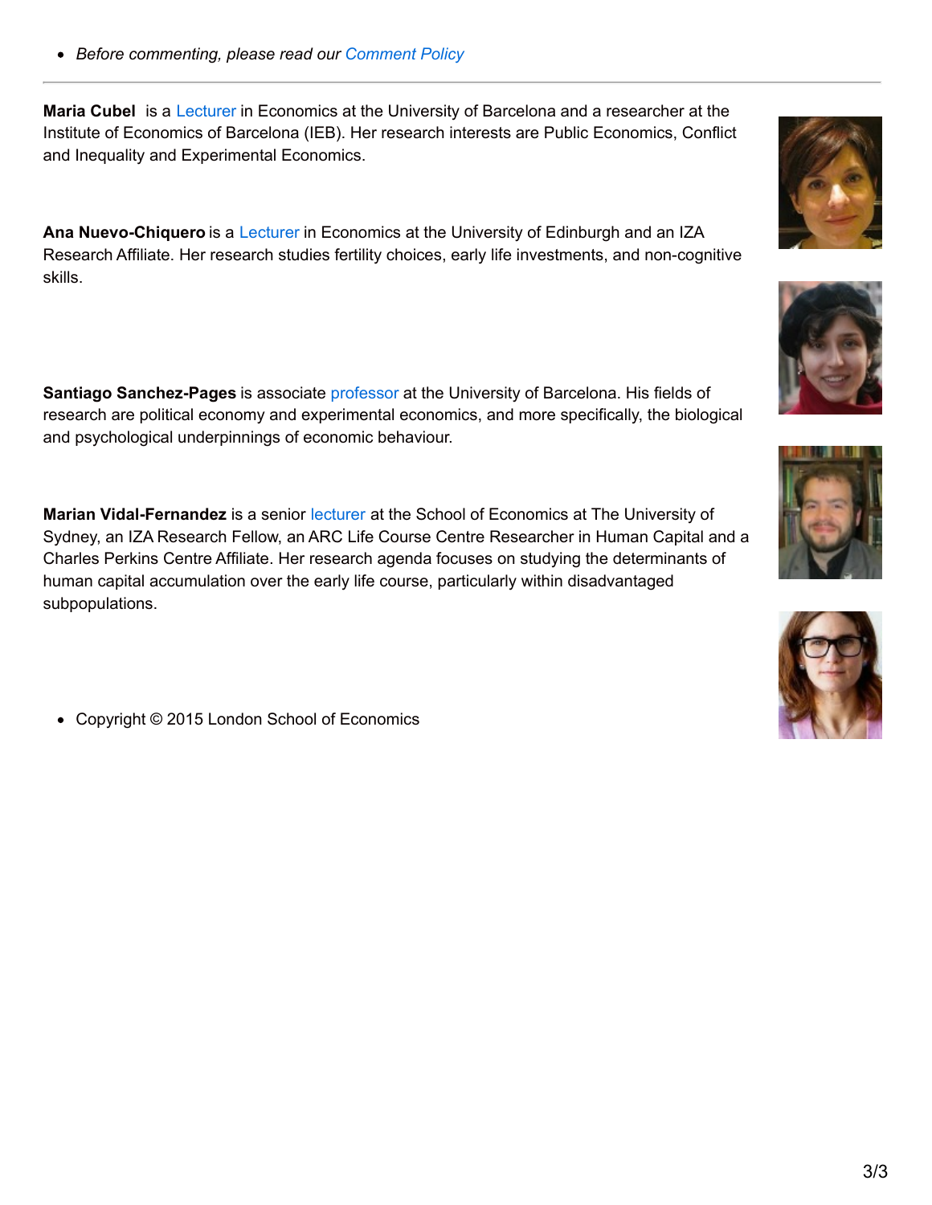- *Before commenting, please read our Comment Policy*

---

**Maria Cubel** is a Lecturer in Economics at the University of Barcelona and a researcher at the Institute of Economics of Barcelona (IEB). Her research interests are Public Economics, Conflict and Inequality and Experimental Economics.

**Ana Nuevo-Chiquero** is a Lecturer in Economics at the University of Edinburgh and an IZA Research Affiliate. Her research studies fertility choices, early life investments, and non-cognitive skills.

**Santiago Sanchez-Pages** is associate professor at the University of Barcelona. His fields of research are political economy and experimental economics, and more specifically, the biological and psychological underpinnings of economic behaviour.

**Marian Vidal-Fernandez** is a senior lecturer at the School of Economics at The University of Sydney, an IZA Research Fellow, an ARC Life Course Centre Researcher in Human Capital and a Charles Perkins Centre Affiliate. Her research agenda focuses on studying the determinants of human capital accumulation over the early life course, particularly within disadvantaged subpopulations.

- Copyright © 2015 London School of Economics